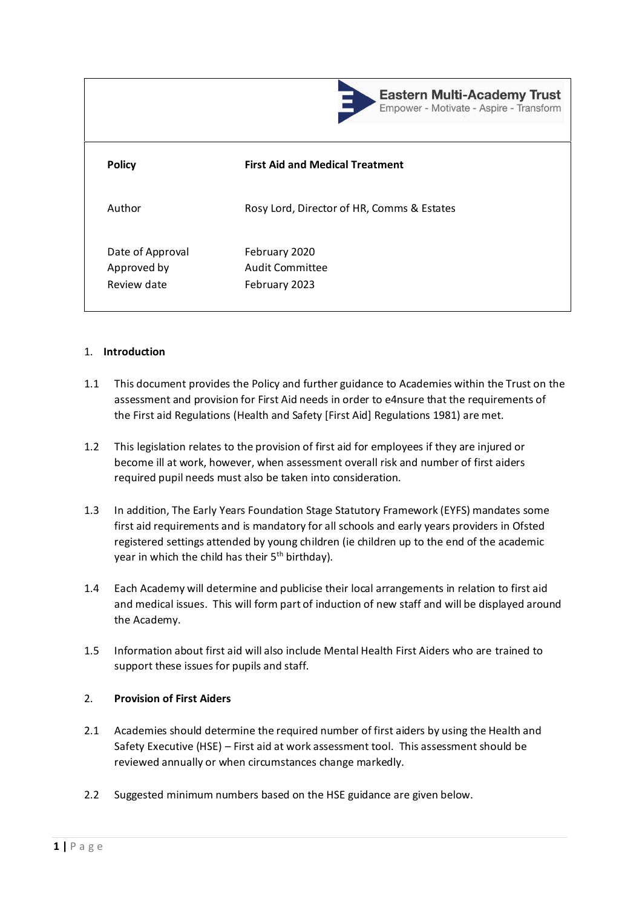**Eastern Multi-Academy Trust**
Empower - Motivate - Aspire - Transform

| | |
|---|---|
| **Policy** | **First Aid and Medical Treatment** |
| Author | Rosy Lord, Director of HR, Comms & Estates |
| Date of Approval | February 2020 |
| Approved by | Audit Committee |
| Review date | February 2023 |

## 1. Introduction

1.1 This document provides the Policy and further guidance to Academies within the Trust on the assessment and provision for First Aid needs in order to e4nsure that the requirements of the First aid Regulations (Health and Safety [First Aid] Regulations 1981) are met.

1.2 This legislation relates to the provision of first aid for employees if they are injured or become ill at work, however, when assessment overall risk and number of first aiders required pupil needs must also be taken into consideration.

1.3 In addition, The Early Years Foundation Stage Statutory Framework (EYFS) mandates some first aid requirements and is mandatory for all schools and early years providers in Ofsted registered settings attended by young children (ie children up to the end of the academic year in which the child has their 5th birthday).

1.4 Each Academy will determine and publicise their local arrangements in relation to first aid and medical issues. This will form part of induction of new staff and will be displayed around the Academy.

1.5 Information about first aid will also include Mental Health First Aiders who are trained to support these issues for pupils and staff.

## 2. Provision of First Aiders

2.1 Academies should determine the required number of first aiders by using the Health and Safety Executive (HSE) – First aid at work assessment tool. This assessment should be reviewed annually or when circumstances change markedly.

2.2 Suggested minimum numbers based on the HSE guidance are given below.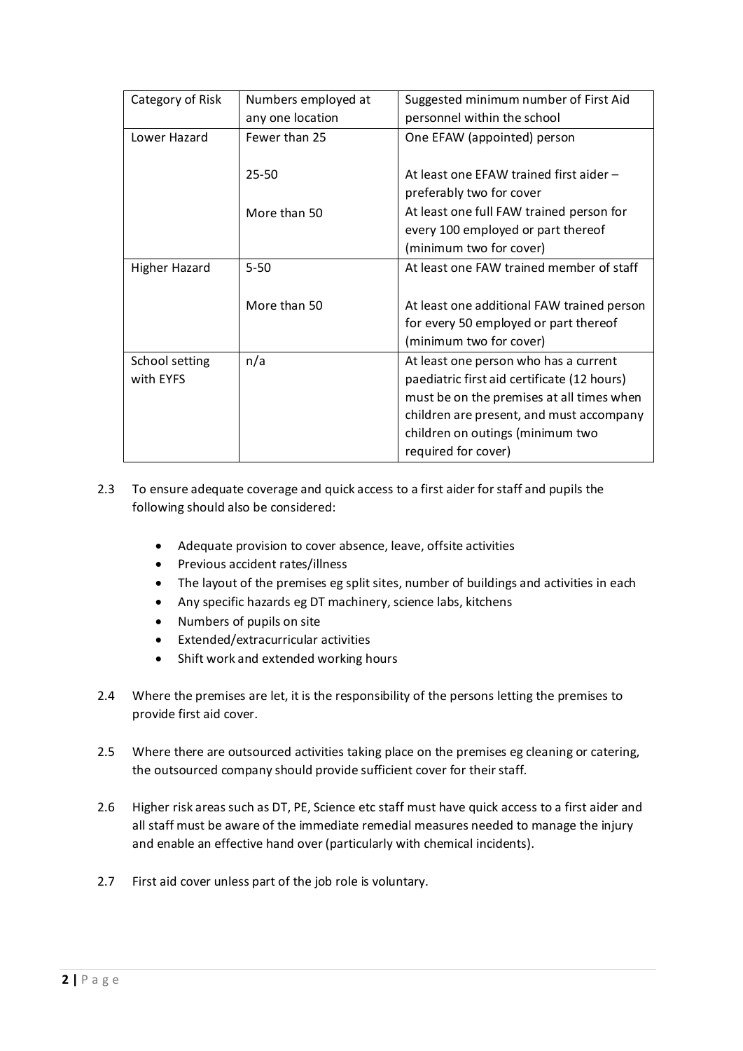| Category of Risk | Numbers employed at any one location | Suggested minimum number of First Aid personnel within the school |
|---|---|---|
| Lower Hazard | Fewer than 25 | One EFAW (appointed) person |
| | 25-50 | At least one EFAW trained first aider – preferably two for cover |
| | More than 50 | At least one full FAW trained person for every 100 employed or part thereof (minimum two for cover) |
| Higher Hazard | 5-50 | At least one FAW trained member of staff |
| | More than 50 | At least one additional FAW trained person for every 50 employed or part thereof (minimum two for cover) |
| School setting with EYFS | n/a | At least one person who has a current paediatric first aid certificate (12 hours) must be on the premises at all times when children are present, and must accompany children on outings (minimum two required for cover) |

2.3 To ensure adequate coverage and quick access to a first aider for staff and pupils the following should also be considered:

- Adequate provision to cover absence, leave, offsite activities
- Previous accident rates/illness
- The layout of the premises eg split sites, number of buildings and activities in each
- Any specific hazards eg DT machinery, science labs, kitchens
- Numbers of pupils on site
- Extended/extracurricular activities
- Shift work and extended working hours

2.4 Where the premises are let, it is the responsibility of the persons letting the premises to provide first aid cover.

2.5 Where there are outsourced activities taking place on the premises eg cleaning or catering, the outsourced company should provide sufficient cover for their staff.

2.6 Higher risk areas such as DT, PE, Science etc staff must have quick access to a first aider and all staff must be aware of the immediate remedial measures needed to manage the injury and enable an effective hand over (particularly with chemical incidents).

2.7 First aid cover unless part of the job role is voluntary.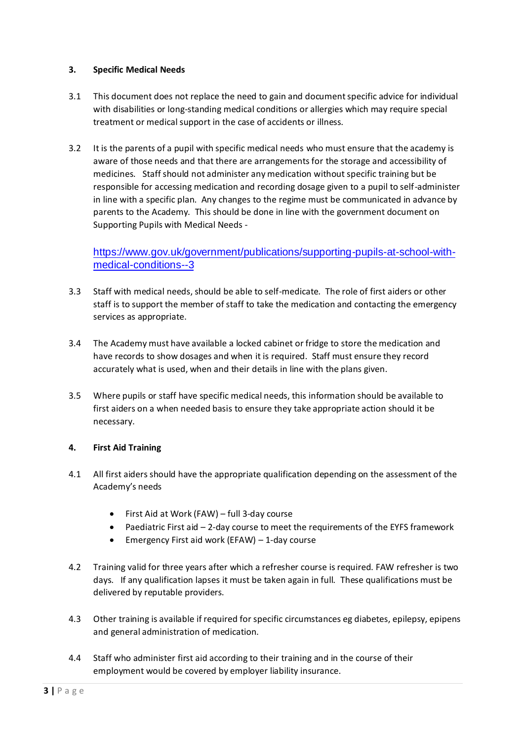## 3. Specific Medical Needs

3.1 This document does not replace the need to gain and document specific advice for individual with disabilities or long-standing medical conditions or allergies which may require special treatment or medical support in the case of accidents or illness.

3.2 It is the parents of a pupil with specific medical needs who must ensure that the academy is aware of those needs and that there are arrangements for the storage and accessibility of medicines. Staff should not administer any medication without specific training but be responsible for accessing medication and recording dosage given to a pupil to self-administer in line with a specific plan. Any changes to the regime must be communicated in advance by parents to the Academy. This should be done in line with the government document on Supporting Pupils with Medical Needs -

[https://www.gov.uk/government/publications/supporting-pupils-at-school-with-medical-conditions--3](https://www.gov.uk/government/publications/supporting-pupils-at-school-with-medical-conditions--3)

3.3 Staff with medical needs, should be able to self-medicate. The role of first aiders or other staff is to support the member of staff to take the medication and contacting the emergency services as appropriate.

3.4 The Academy must have available a locked cabinet or fridge to store the medication and have records to show dosages and when it is required. Staff must ensure they record accurately what is used, when and their details in line with the plans given.

3.5 Where pupils or staff have specific medical needs, this information should be available to first aiders on a when needed basis to ensure they take appropriate action should it be necessary.

## 4. First Aid Training

4.1 All first aiders should have the appropriate qualification depending on the assessment of the Academy's needs

- First Aid at Work (FAW) – full 3-day course
- Paediatric First aid – 2-day course to meet the requirements of the EYFS framework
- Emergency First aid work (EFAW) – 1-day course

4.2 Training valid for three years after which a refresher course is required. FAW refresher is two days. If any qualification lapses it must be taken again in full. These qualifications must be delivered by reputable providers.

4.3 Other training is available if required for specific circumstances eg diabetes, epilepsy, epipens and general administration of medication.

4.4 Staff who administer first aid according to their training and in the course of their employment would be covered by employer liability insurance.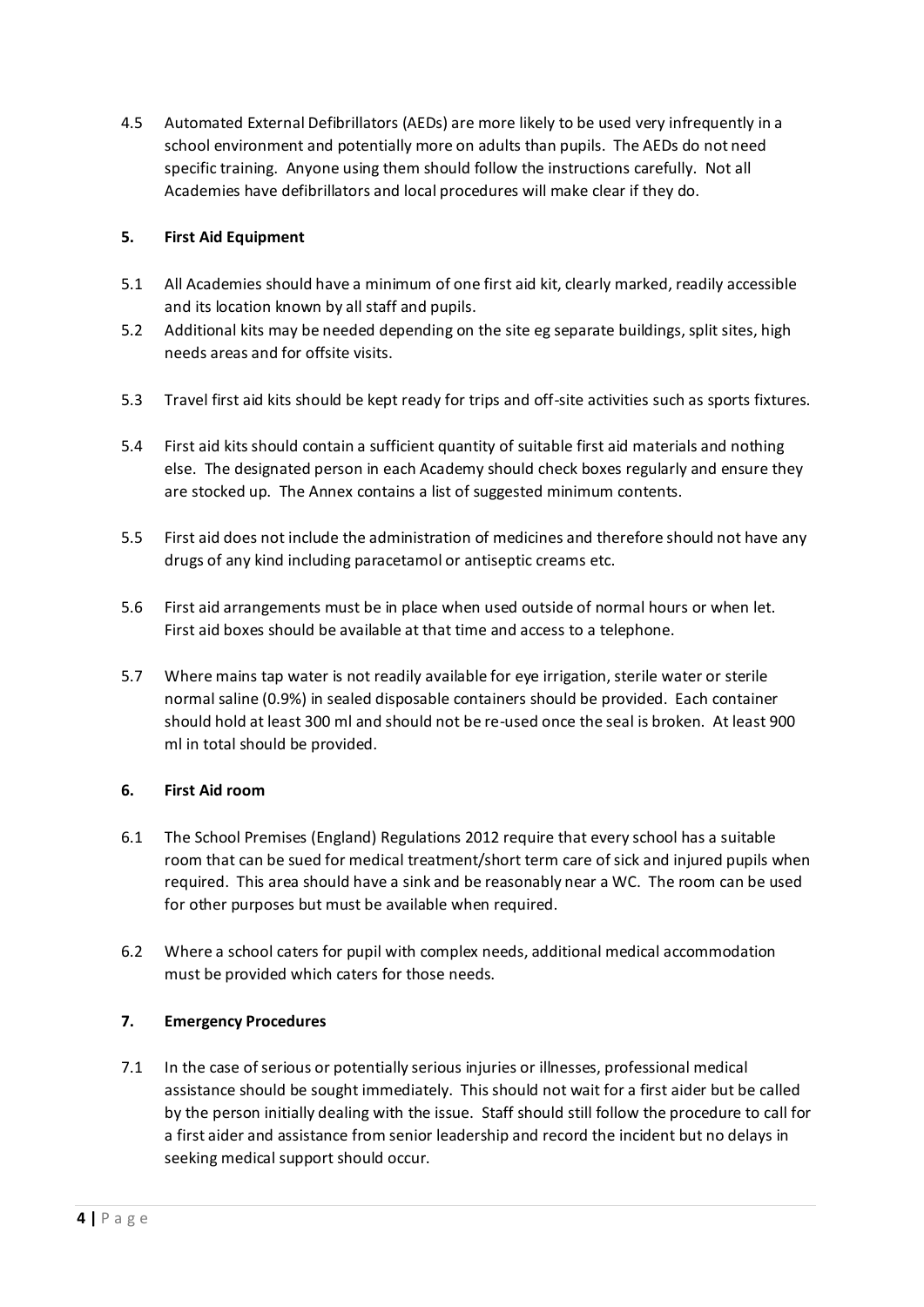4.5 Automated External Defibrillators (AEDs) are more likely to be used very infrequently in a school environment and potentially more on adults than pupils. The AEDs do not need specific training. Anyone using them should follow the instructions carefully. Not all Academies have defibrillators and local procedures will make clear if they do.

## 5. First Aid Equipment

5.1 All Academies should have a minimum of one first aid kit, clearly marked, readily accessible and its location known by all staff and pupils.

5.2 Additional kits may be needed depending on the site eg separate buildings, split sites, high needs areas and for offsite visits.

5.3 Travel first aid kits should be kept ready for trips and off-site activities such as sports fixtures.

5.4 First aid kits should contain a sufficient quantity of suitable first aid materials and nothing else. The designated person in each Academy should check boxes regularly and ensure they are stocked up. The Annex contains a list of suggested minimum contents.

5.5 First aid does not include the administration of medicines and therefore should not have any drugs of any kind including paracetamol or antiseptic creams etc.

5.6 First aid arrangements must be in place when used outside of normal hours or when let. First aid boxes should be available at that time and access to a telephone.

5.7 Where mains tap water is not readily available for eye irrigation, sterile water or sterile normal saline (0.9%) in sealed disposable containers should be provided. Each container should hold at least 300 ml and should not be re-used once the seal is broken. At least 900 ml in total should be provided.

## 6. First Aid room

6.1 The School Premises (England) Regulations 2012 require that every school has a suitable room that can be sued for medical treatment/short term care of sick and injured pupils when required. This area should have a sink and be reasonably near a WC. The room can be used for other purposes but must be available when required.

6.2 Where a school caters for pupil with complex needs, additional medical accommodation must be provided which caters for those needs.

## 7. Emergency Procedures

7.1 In the case of serious or potentially serious injuries or illnesses, professional medical assistance should be sought immediately. This should not wait for a first aider but be called by the person initially dealing with the issue. Staff should still follow the procedure to call for a first aider and assistance from senior leadership and record the incident but no delays in seeking medical support should occur.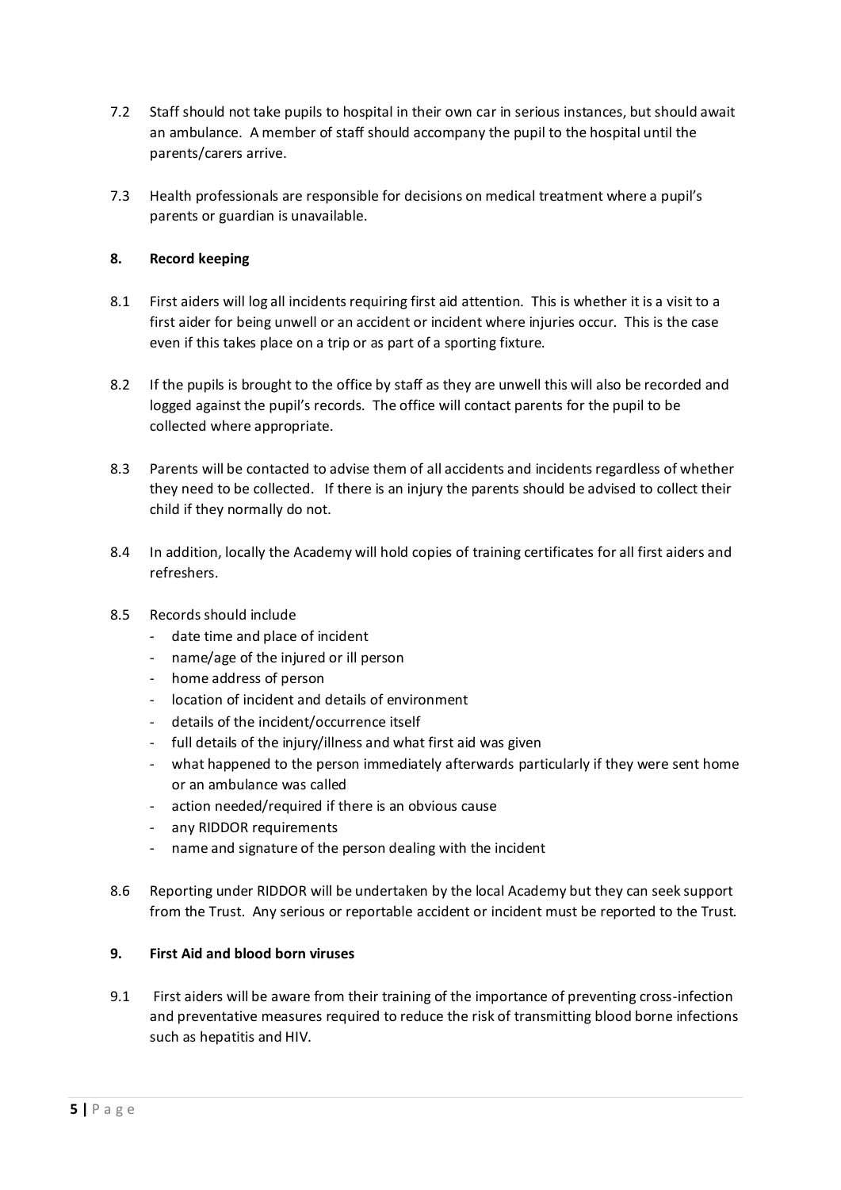7.2 Staff should not take pupils to hospital in their own car in serious instances, but should await an ambulance. A member of staff should accompany the pupil to the hospital until the parents/carers arrive.

7.3 Health professionals are responsible for decisions on medical treatment where a pupil's parents or guardian is unavailable.

## 8. Record keeping

8.1 First aiders will log all incidents requiring first aid attention. This is whether it is a visit to a first aider for being unwell or an accident or incident where injuries occur. This is the case even if this takes place on a trip or as part of a sporting fixture.

8.2 If the pupils is brought to the office by staff as they are unwell this will also be recorded and logged against the pupil's records. The office will contact parents for the pupil to be collected where appropriate.

8.3 Parents will be contacted to advise them of all accidents and incidents regardless of whether they need to be collected. If there is an injury the parents should be advised to collect their child if they normally do not.

8.4 In addition, locally the Academy will hold copies of training certificates for all first aiders and refreshers.

8.5 Records should include

- date time and place of incident
- name/age of the injured or ill person
- home address of person
- location of incident and details of environment
- details of the incident/occurrence itself
- full details of the injury/illness and what first aid was given
- what happened to the person immediately afterwards particularly if they were sent home or an ambulance was called
- action needed/required if there is an obvious cause
- any RIDDOR requirements
- name and signature of the person dealing with the incident

8.6 Reporting under RIDDOR will be undertaken by the local Academy but they can seek support from the Trust. Any serious or reportable accident or incident must be reported to the Trust.

## 9. First Aid and blood born viruses

9.1 First aiders will be aware from their training of the importance of preventing cross-infection and preventative measures required to reduce the risk of transmitting blood borne infections such as hepatitis and HIV.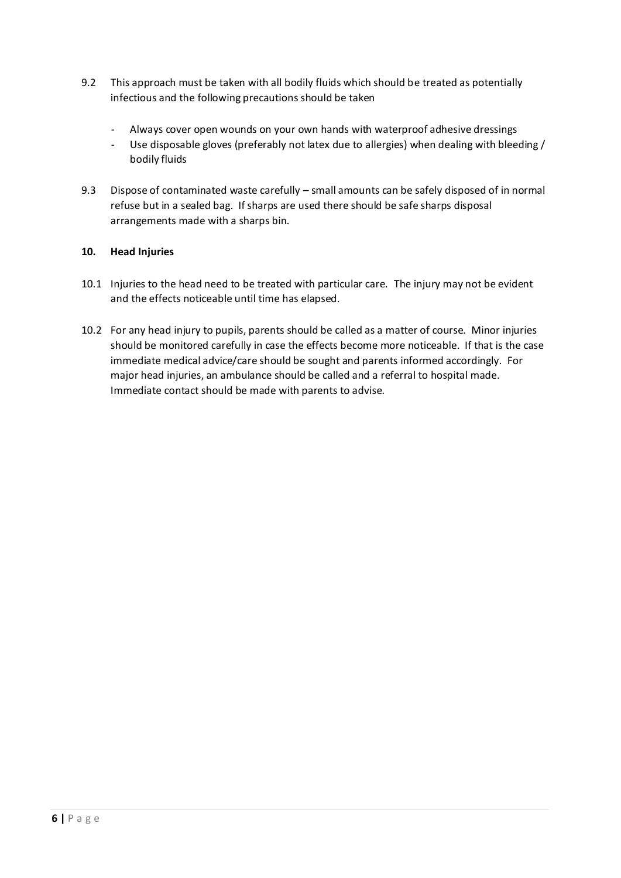9.2 This approach must be taken with all bodily fluids which should be treated as potentially infectious and the following precautions should be taken

- Always cover open wounds on your own hands with waterproof adhesive dressings
- Use disposable gloves (preferably not latex due to allergies) when dealing with bleeding / bodily fluids

9.3 Dispose of contaminated waste carefully – small amounts can be safely disposed of in normal refuse but in a sealed bag. If sharps are used there should be safe sharps disposal arrangements made with a sharps bin.

## 10. Head Injuries

10.1 Injuries to the head need to be treated with particular care. The injury may not be evident and the effects noticeable until time has elapsed.

10.2 For any head injury to pupils, parents should be called as a matter of course. Minor injuries should be monitored carefully in case the effects become more noticeable. If that is the case immediate medical advice/care should be sought and parents informed accordingly. For major head injuries, an ambulance should be called and a referral to hospital made. Immediate contact should be made with parents to advise.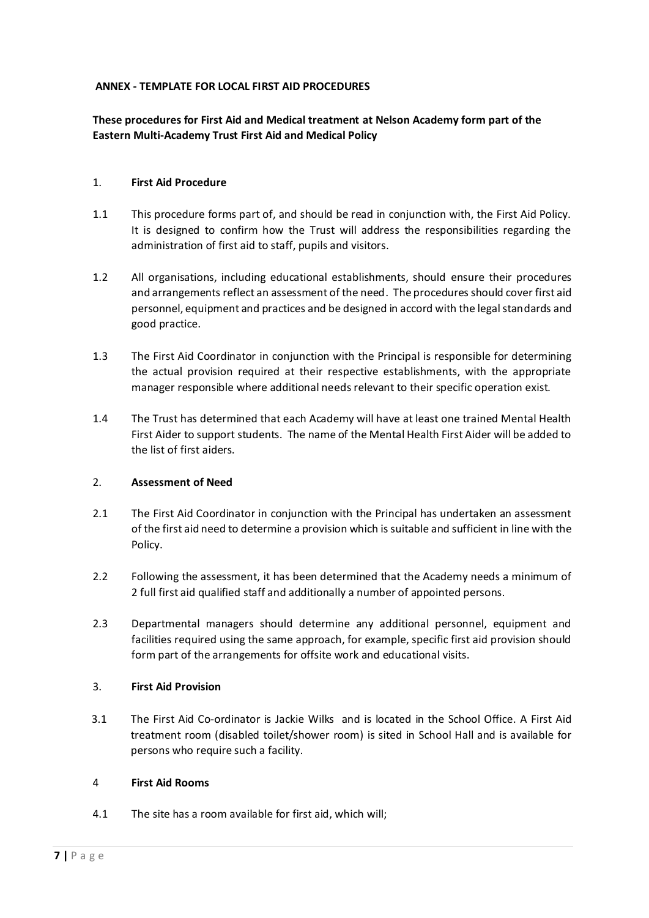**ANNEX - TEMPLATE FOR LOCAL FIRST AID PROCEDURES**

**These procedures for First Aid and Medical treatment at Nelson Academy form part of the Eastern Multi-Academy Trust First Aid and Medical Policy**

## 1. First Aid Procedure

1.1 This procedure forms part of, and should be read in conjunction with, the First Aid Policy. It is designed to confirm how the Trust will address the responsibilities regarding the administration of first aid to staff, pupils and visitors.

1.2 All organisations, including educational establishments, should ensure their procedures and arrangements reflect an assessment of the need. The procedures should cover first aid personnel, equipment and practices and be designed in accord with the legal standards and good practice.

1.3 The First Aid Coordinator in conjunction with the Principal is responsible for determining the actual provision required at their respective establishments, with the appropriate manager responsible where additional needs relevant to their specific operation exist.

1.4 The Trust has determined that each Academy will have at least one trained Mental Health First Aider to support students. The name of the Mental Health First Aider will be added to the list of first aiders.

## 2. Assessment of Need

2.1 The First Aid Coordinator in conjunction with the Principal has undertaken an assessment of the first aid need to determine a provision which is suitable and sufficient in line with the Policy.

2.2 Following the assessment, it has been determined that the Academy needs a minimum of 2 full first aid qualified staff and additionally a number of appointed persons.

2.3 Departmental managers should determine any additional personnel, equipment and facilities required using the same approach, for example, specific first aid provision should form part of the arrangements for offsite work and educational visits.

## 3. First Aid Provision

3.1 The First Aid Co-ordinator is Jackie Wilks and is located in the School Office. A First Aid treatment room (disabled toilet/shower room) is sited in School Hall and is available for persons who require such a facility.

## 4 First Aid Rooms

4.1 The site has a room available for first aid, which will;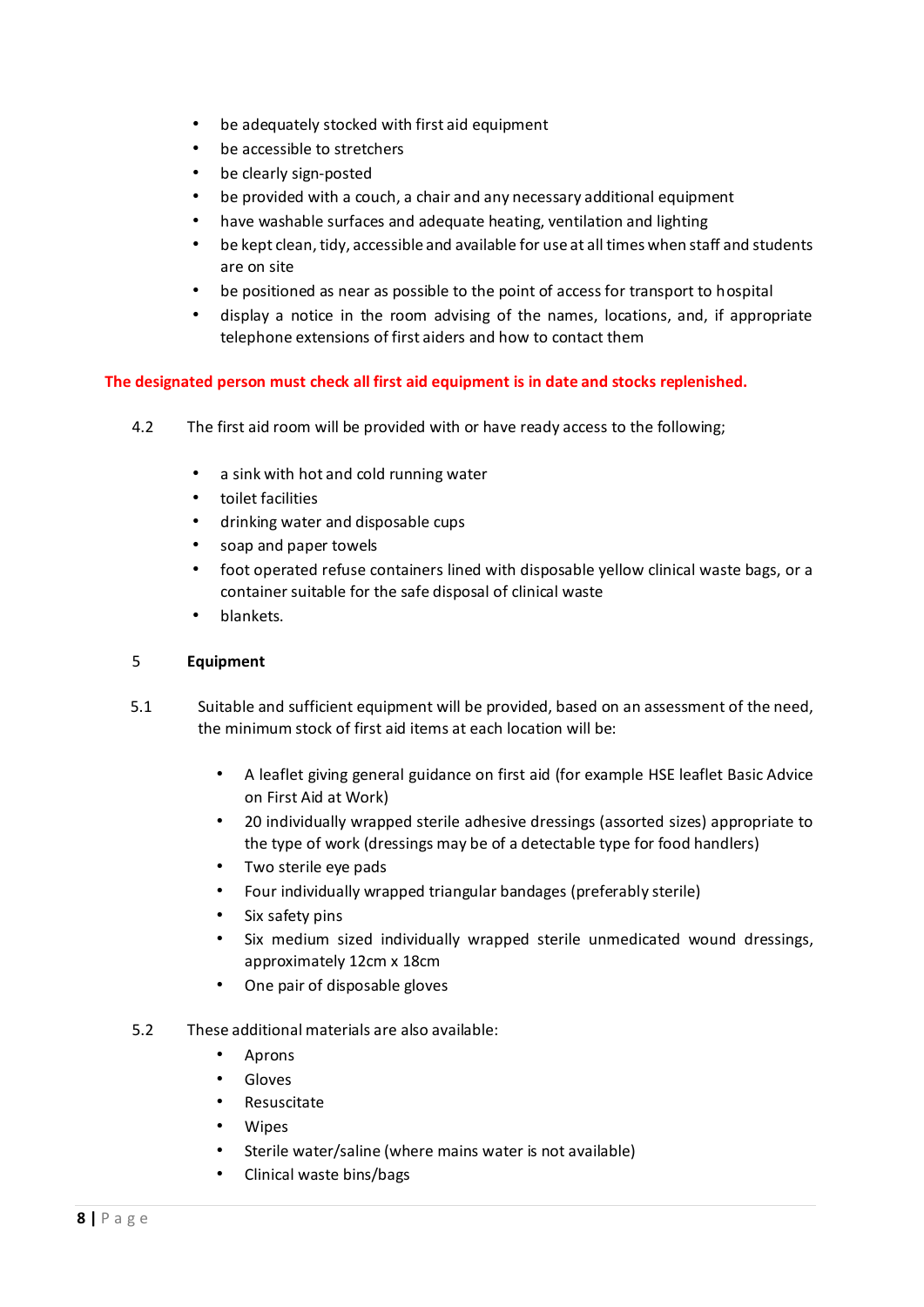- be adequately stocked with first aid equipment
- be accessible to stretchers
- be clearly sign-posted
- be provided with a couch, a chair and any necessary additional equipment
- have washable surfaces and adequate heating, ventilation and lighting
- be kept clean, tidy, accessible and available for use at all times when staff and students are on site
- be positioned as near as possible to the point of access for transport to hospital
- display a notice in the room advising of the names, locations, and, if appropriate telephone extensions of first aiders and how to contact them

**The designated person must check all first aid equipment is in date and stocks replenished.**

4.2 The first aid room will be provided with or have ready access to the following;

- a sink with hot and cold running water
- toilet facilities
- drinking water and disposable cups
- soap and paper towels
- foot operated refuse containers lined with disposable yellow clinical waste bags, or a container suitable for the safe disposal of clinical waste
- blankets.

## 5 Equipment

5.1 Suitable and sufficient equipment will be provided, based on an assessment of the need, the minimum stock of first aid items at each location will be:

- A leaflet giving general guidance on first aid (for example HSE leaflet Basic Advice on First Aid at Work)
- 20 individually wrapped sterile adhesive dressings (assorted sizes) appropriate to the type of work (dressings may be of a detectable type for food handlers)
- Two sterile eye pads
- Four individually wrapped triangular bandages (preferably sterile)
- Six safety pins
- Six medium sized individually wrapped sterile unmedicated wound dressings, approximately 12cm x 18cm
- One pair of disposable gloves

5.2 These additional materials are also available:

- Aprons
- Gloves
- Resuscitate
- Wipes
- Sterile water/saline (where mains water is not available)
- Clinical waste bins/bags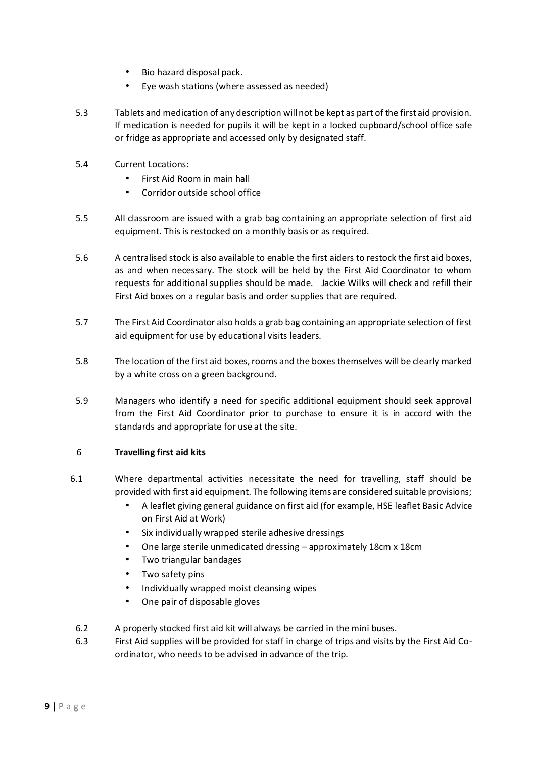- Bio hazard disposal pack.
- Eye wash stations (where assessed as needed)

5.3 Tablets and medication of any description will not be kept as part of the first aid provision. If medication is needed for pupils it will be kept in a locked cupboard/school office safe or fridge as appropriate and accessed only by designated staff.

5.4 Current Locations:

- First Aid Room in main hall
- Corridor outside school office

5.5 All classroom are issued with a grab bag containing an appropriate selection of first aid equipment. This is restocked on a monthly basis or as required.

5.6 A centralised stock is also available to enable the first aiders to restock the first aid boxes, as and when necessary. The stock will be held by the First Aid Coordinator to whom requests for additional supplies should be made. Jackie Wilks will check and refill their First Aid boxes on a regular basis and order supplies that are required.

5.7 The First Aid Coordinator also holds a grab bag containing an appropriate selection of first aid equipment for use by educational visits leaders.

5.8 The location of the first aid boxes, rooms and the boxes themselves will be clearly marked by a white cross on a green background.

5.9 Managers who identify a need for specific additional equipment should seek approval from the First Aid Coordinator prior to purchase to ensure it is in accord with the standards and appropriate for use at the site.

## 6 Travelling first aid kits

6.1 Where departmental activities necessitate the need for travelling, staff should be provided with first aid equipment. The following items are considered suitable provisions;

- A leaflet giving general guidance on first aid (for example, HSE leaflet Basic Advice on First Aid at Work)
- Six individually wrapped sterile adhesive dressings
- One large sterile unmedicated dressing – approximately 18cm x 18cm
- Two triangular bandages
- Two safety pins
- Individually wrapped moist cleansing wipes
- One pair of disposable gloves

6.2 A properly stocked first aid kit will always be carried in the mini buses.

6.3 First Aid supplies will be provided for staff in charge of trips and visits by the First Aid Co-ordinator, who needs to be advised in advance of the trip.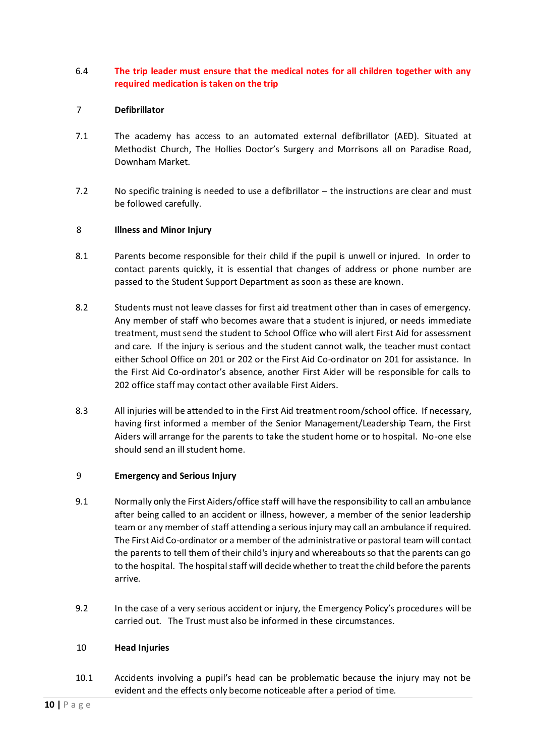6.4 **The trip leader must ensure that the medical notes for all children together with any required medication is taken on the trip**

## 7 Defibrillator

7.1 The academy has access to an automated external defibrillator (AED). Situated at Methodist Church, The Hollies Doctor's Surgery and Morrisons all on Paradise Road, Downham Market.

7.2 No specific training is needed to use a defibrillator – the instructions are clear and must be followed carefully.

## 8 Illness and Minor Injury

8.1 Parents become responsible for their child if the pupil is unwell or injured. In order to contact parents quickly, it is essential that changes of address or phone number are passed to the Student Support Department as soon as these are known.

8.2 Students must not leave classes for first aid treatment other than in cases of emergency. Any member of staff who becomes aware that a student is injured, or needs immediate treatment, must send the student to School Office who will alert First Aid for assessment and care. If the injury is serious and the student cannot walk, the teacher must contact either School Office on 201 or 202 or the First Aid Co-ordinator on 201 for assistance. In the First Aid Co-ordinator's absence, another First Aider will be responsible for calls to 202 office staff may contact other available First Aiders.

8.3 All injuries will be attended to in the First Aid treatment room/school office. If necessary, having first informed a member of the Senior Management/Leadership Team, the First Aiders will arrange for the parents to take the student home or to hospital. No-one else should send an ill student home.

## 9 Emergency and Serious Injury

9.1 Normally only the First Aiders/office staff will have the responsibility to call an ambulance after being called to an accident or illness, however, a member of the senior leadership team or any member of staff attending a serious injury may call an ambulance if required. The First Aid Co-ordinator or a member of the administrative or pastoral team will contact the parents to tell them of their child's injury and whereabouts so that the parents can go to the hospital. The hospital staff will decide whether to treat the child before the parents arrive.

9.2 In the case of a very serious accident or injury, the Emergency Policy's procedures will be carried out. The Trust must also be informed in these circumstances.

## 10 Head Injuries

10.1 Accidents involving a pupil's head can be problematic because the injury may not be evident and the effects only become noticeable after a period of time.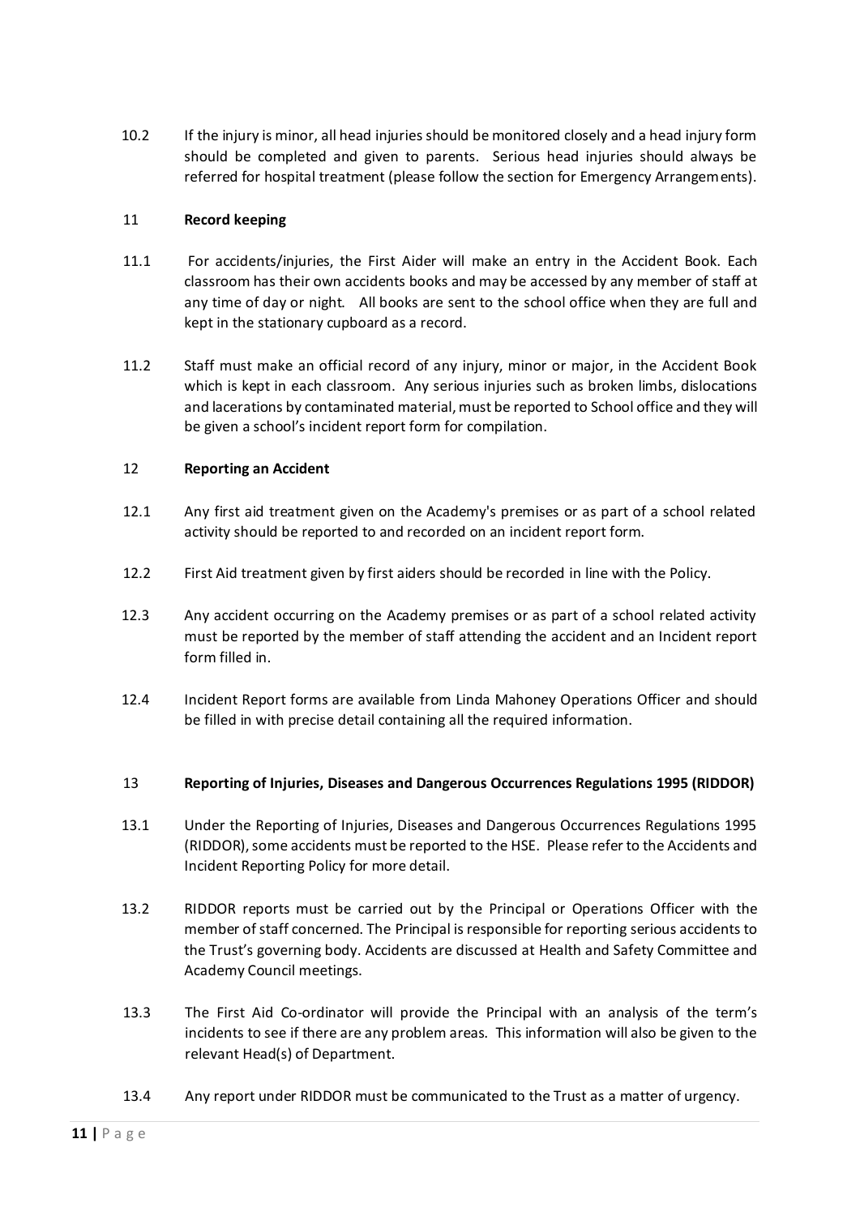10.2 If the injury is minor, all head injuries should be monitored closely and a head injury form should be completed and given to parents. Serious head injuries should always be referred for hospital treatment (please follow the section for Emergency Arrangements).

## 11 Record keeping

11.1 For accidents/injuries, the First Aider will make an entry in the Accident Book. Each classroom has their own accidents books and may be accessed by any member of staff at any time of day or night. All books are sent to the school office when they are full and kept in the stationary cupboard as a record.

11.2 Staff must make an official record of any injury, minor or major, in the Accident Book which is kept in each classroom. Any serious injuries such as broken limbs, dislocations and lacerations by contaminated material, must be reported to School office and they will be given a school's incident report form for compilation.

## 12 Reporting an Accident

12.1 Any first aid treatment given on the Academy's premises or as part of a school related activity should be reported to and recorded on an incident report form.

12.2 First Aid treatment given by first aiders should be recorded in line with the Policy.

12.3 Any accident occurring on the Academy premises or as part of a school related activity must be reported by the member of staff attending the accident and an Incident report form filled in.

12.4 Incident Report forms are available from Linda Mahoney Operations Officer and should be filled in with precise detail containing all the required information.

## 13 Reporting of Injuries, Diseases and Dangerous Occurrences Regulations 1995 (RIDDOR)

13.1 Under the Reporting of Injuries, Diseases and Dangerous Occurrences Regulations 1995 (RIDDOR), some accidents must be reported to the HSE. Please refer to the Accidents and Incident Reporting Policy for more detail.

13.2 RIDDOR reports must be carried out by the Principal or Operations Officer with the member of staff concerned. The Principal is responsible for reporting serious accidents to the Trust's governing body. Accidents are discussed at Health and Safety Committee and Academy Council meetings.

13.3 The First Aid Co-ordinator will provide the Principal with an analysis of the term's incidents to see if there are any problem areas. This information will also be given to the relevant Head(s) of Department.

13.4 Any report under RIDDOR must be communicated to the Trust as a matter of urgency.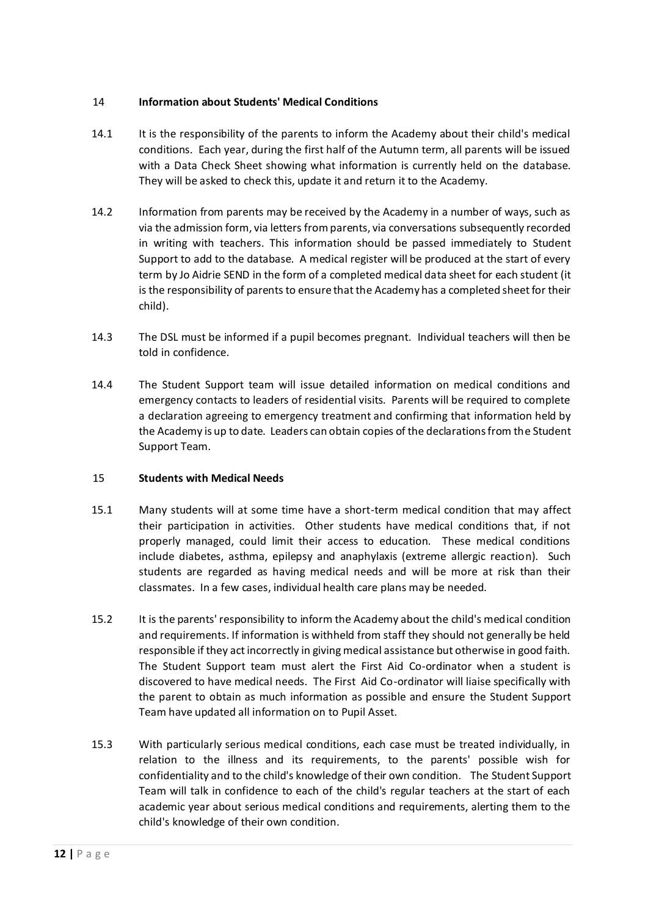## 14 Information about Students' Medical Conditions

14.1 It is the responsibility of the parents to inform the Academy about their child's medical conditions. Each year, during the first half of the Autumn term, all parents will be issued with a Data Check Sheet showing what information is currently held on the database. They will be asked to check this, update it and return it to the Academy.

14.2 Information from parents may be received by the Academy in a number of ways, such as via the admission form, via letters from parents, via conversations subsequently recorded in writing with teachers. This information should be passed immediately to Student Support to add to the database. A medical register will be produced at the start of every term by Jo Aidrie SEND in the form of a completed medical data sheet for each student (it is the responsibility of parents to ensure that the Academy has a completed sheet for their child).

14.3 The DSL must be informed if a pupil becomes pregnant. Individual teachers will then be told in confidence.

14.4 The Student Support team will issue detailed information on medical conditions and emergency contacts to leaders of residential visits. Parents will be required to complete a declaration agreeing to emergency treatment and confirming that information held by the Academy is up to date. Leaders can obtain copies of the declarations from the Student Support Team.

## 15 Students with Medical Needs

15.1 Many students will at some time have a short-term medical condition that may affect their participation in activities. Other students have medical conditions that, if not properly managed, could limit their access to education. These medical conditions include diabetes, asthma, epilepsy and anaphylaxis (extreme allergic reaction). Such students are regarded as having medical needs and will be more at risk than their classmates. In a few cases, individual health care plans may be needed.

15.2 It is the parents' responsibility to inform the Academy about the child's medical condition and requirements. If information is withheld from staff they should not generally be held responsible if they act incorrectly in giving medical assistance but otherwise in good faith. The Student Support team must alert the First Aid Co-ordinator when a student is discovered to have medical needs. The First Aid Co-ordinator will liaise specifically with the parent to obtain as much information as possible and ensure the Student Support Team have updated all information on to Pupil Asset.

15.3 With particularly serious medical conditions, each case must be treated individually, in relation to the illness and its requirements, to the parents' possible wish for confidentiality and to the child's knowledge of their own condition. The Student Support Team will talk in confidence to each of the child's regular teachers at the start of each academic year about serious medical conditions and requirements, alerting them to the child's knowledge of their own condition.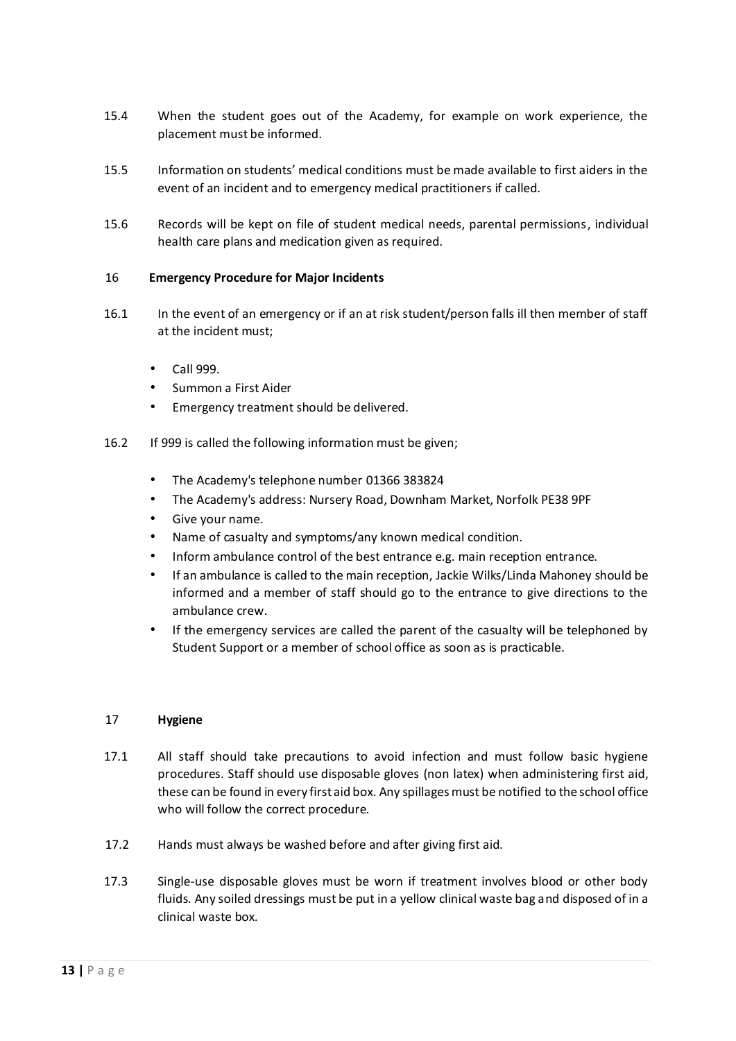15.4 When the student goes out of the Academy, for example on work experience, the placement must be informed.

15.5 Information on students' medical conditions must be made available to first aiders in the event of an incident and to emergency medical practitioners if called.

15.6 Records will be kept on file of student medical needs, parental permissions, individual health care plans and medication given as required.

## 16 Emergency Procedure for Major Incidents

16.1 In the event of an emergency or if an at risk student/person falls ill then member of staff at the incident must;

- Call 999.
- Summon a First Aider
- Emergency treatment should be delivered.

16.2 If 999 is called the following information must be given;

- The Academy's telephone number 01366 383824
- The Academy's address: Nursery Road, Downham Market, Norfolk PE38 9PF
- Give your name.
- Name of casualty and symptoms/any known medical condition.
- Inform ambulance control of the best entrance e.g. main reception entrance.
- If an ambulance is called to the main reception, Jackie Wilks/Linda Mahoney should be informed and a member of staff should go to the entrance to give directions to the ambulance crew.
- If the emergency services are called the parent of the casualty will be telephoned by Student Support or a member of school office as soon as is practicable.

## 17 Hygiene

17.1 All staff should take precautions to avoid infection and must follow basic hygiene procedures. Staff should use disposable gloves (non latex) when administering first aid, these can be found in every first aid box. Any spillages must be notified to the school office who will follow the correct procedure.

17.2 Hands must always be washed before and after giving first aid.

17.3 Single-use disposable gloves must be worn if treatment involves blood or other body fluids. Any soiled dressings must be put in a yellow clinical waste bag and disposed of in a clinical waste box.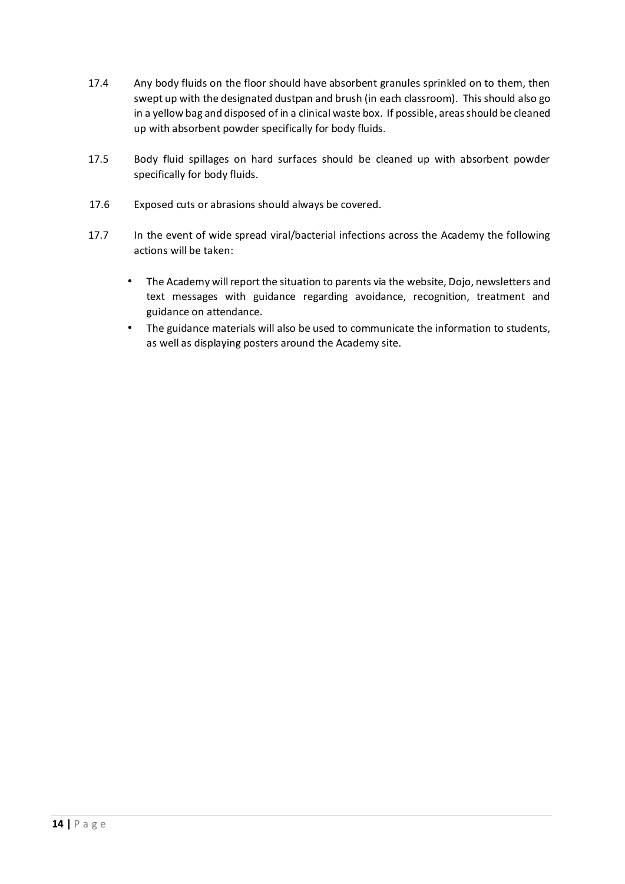17.4 Any body fluids on the floor should have absorbent granules sprinkled on to them, then swept up with the designated dustpan and brush (in each classroom). This should also go in a yellow bag and disposed of in a clinical waste box. If possible, areas should be cleaned up with absorbent powder specifically for body fluids.

17.5 Body fluid spillages on hard surfaces should be cleaned up with absorbent powder specifically for body fluids.

17.6 Exposed cuts or abrasions should always be covered.

17.7 In the event of wide spread viral/bacterial infections across the Academy the following actions will be taken:

- The Academy will report the situation to parents via the website, Dojo, newsletters and text messages with guidance regarding avoidance, recognition, treatment and guidance on attendance.
- The guidance materials will also be used to communicate the information to students, as well as displaying posters around the Academy site.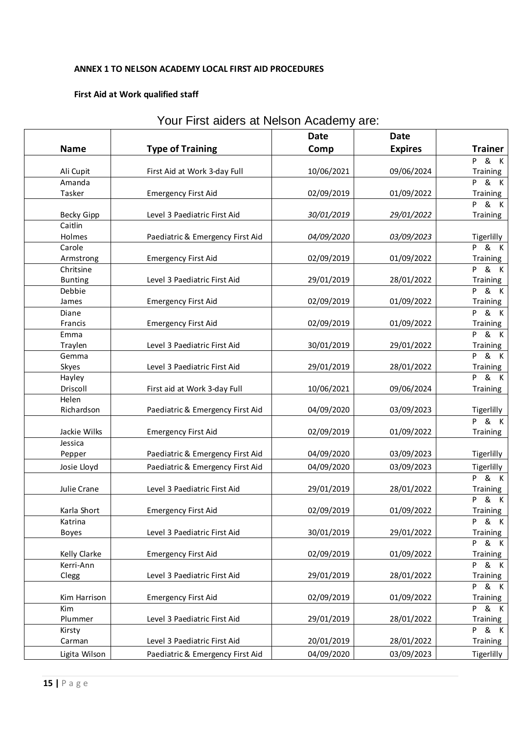**ANNEX 1 TO NELSON ACADEMY LOCAL FIRST AID PROCEDURES**

**First Aid at Work qualified staff**

Your First aiders at Nelson Academy are:

| Name | Type of Training | Date Comp | Date Expires | Trainer |
|---|---|---|---|---|
| Ali Cupit | First Aid at Work 3-day Full | 10/06/2021 | 09/06/2024 | P & K Training |
| Amanda Tasker | Emergency First Aid | 02/09/2019 | 01/09/2022 | P & K Training |
| Becky Gipp | Level 3 Paediatric First Aid | *30/01/2019* | *29/01/2022* | P & K Training |
| Caitlin Holmes | Paediatric & Emergency First Aid | *04/09/2020* | *03/09/2023* | Tigerlilly |
| Carole Armstrong | Emergency First Aid | 02/09/2019 | 01/09/2022 | P & K Training |
| Chritsine Bunting | Level 3 Paediatric First Aid | 29/01/2019 | 28/01/2022 | P & K Training |
| Debbie James | Emergency First Aid | 02/09/2019 | 01/09/2022 | P & K Training |
| Diane Francis | Emergency First Aid | 02/09/2019 | 01/09/2022 | P & K Training |
| Emma Traylen | Level 3 Paediatric First Aid | 30/01/2019 | 29/01/2022 | P & K Training |
| Gemma Skyes | Level 3 Paediatric First Aid | 29/01/2019 | 28/01/2022 | P & K Training |
| Hayley Driscoll | First aid at Work 3-day Full | 10/06/2021 | 09/06/2024 | P & K Training |
| Helen Richardson | Paediatric & Emergency First Aid | 04/09/2020 | 03/09/2023 | Tigerlilly |
| Jackie Wilks | Emergency First Aid | 02/09/2019 | 01/09/2022 | P & K Training |
| Jessica Pepper | Paediatric & Emergency First Aid | 04/09/2020 | 03/09/2023 | Tigerlilly |
| Josie Lloyd | Paediatric & Emergency First Aid | 04/09/2020 | 03/09/2023 | Tigerlilly |
| Julie Crane | Level 3 Paediatric First Aid | 29/01/2019 | 28/01/2022 | P & K Training |
| Karla Short | Emergency First Aid | 02/09/2019 | 01/09/2022 | P & K Training |
| Katrina Boyes | Level 3 Paediatric First Aid | 30/01/2019 | 29/01/2022 | P & K Training |
| Kelly Clarke | Emergency First Aid | 02/09/2019 | 01/09/2022 | P & K Training |
| Kerri-Ann Clegg | Level 3 Paediatric First Aid | 29/01/2019 | 28/01/2022 | P & K Training |
| Kim Harrison | Emergency First Aid | 02/09/2019 | 01/09/2022 | P & K Training |
| Kim Plummer | Level 3 Paediatric First Aid | 29/01/2019 | 28/01/2022 | P & K Training |
| Kirsty Carman | Level 3 Paediatric First Aid | 20/01/2019 | 28/01/2022 | P & K Training |
| Ligita Wilson | Paediatric & Emergency First Aid | 04/09/2020 | 03/09/2023 | Tigerlilly |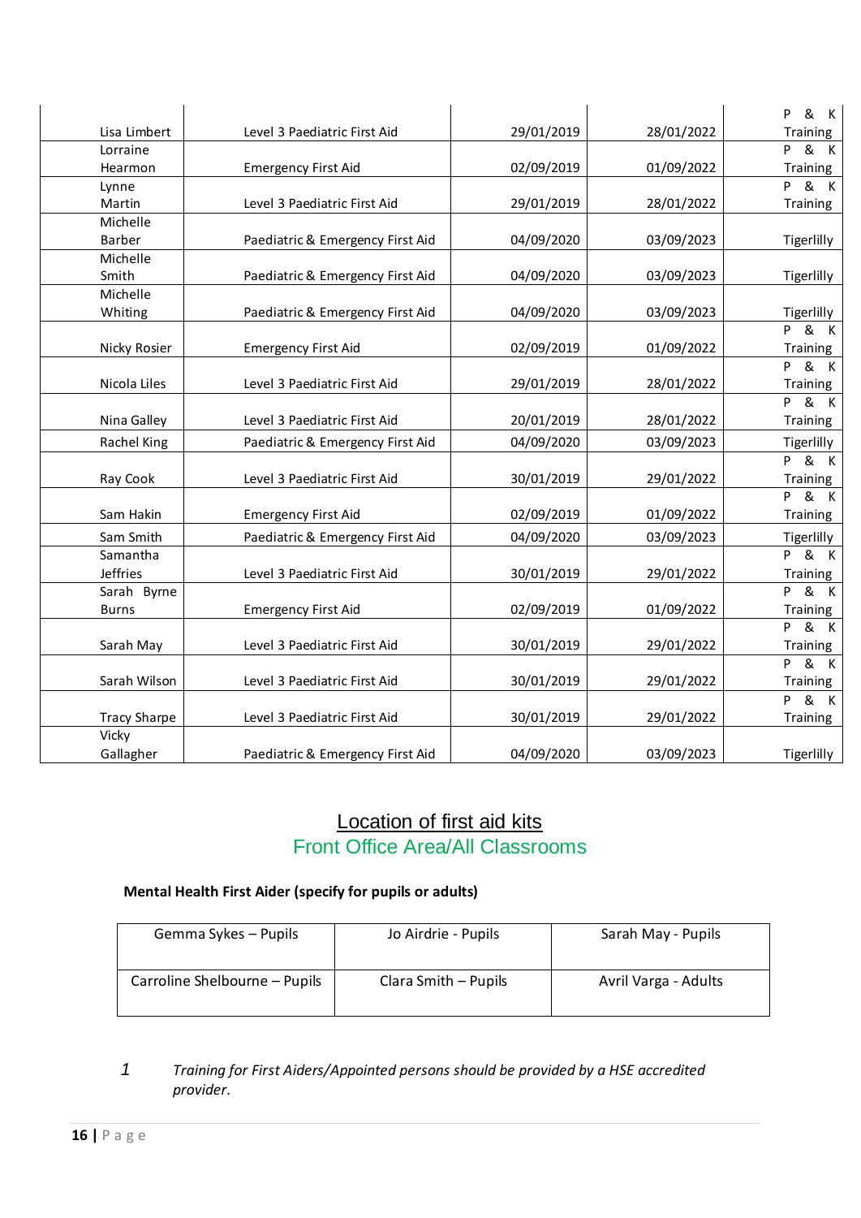| | | | | |
|---|---|---|---|---|
| Lisa Limbert | Level 3 Paediatric First Aid | 29/01/2019 | 28/01/2022 | P & K Training |
| Lorraine Hearmon | Emergency First Aid | 02/09/2019 | 01/09/2022 | P & K Training |
| Lynne Martin | Level 3 Paediatric First Aid | 29/01/2019 | 28/01/2022 | P & K Training |
| Michelle Barber | Paediatric & Emergency First Aid | 04/09/2020 | 03/09/2023 | Tigerlilly |
| Michelle Smith | Paediatric & Emergency First Aid | 04/09/2020 | 03/09/2023 | Tigerlilly |
| Michelle Whiting | Paediatric & Emergency First Aid | 04/09/2020 | 03/09/2023 | Tigerlilly |
| Nicky Rosier | Emergency First Aid | 02/09/2019 | 01/09/2022 | P & K Training |
| Nicola Liles | Level 3 Paediatric First Aid | 29/01/2019 | 28/01/2022 | P & K Training |
| Nina Galley | Level 3 Paediatric First Aid | 20/01/2019 | 28/01/2022 | P & K Training |
| Rachel King | Paediatric & Emergency First Aid | 04/09/2020 | 03/09/2023 | Tigerlilly |
| Ray Cook | Level 3 Paediatric First Aid | 30/01/2019 | 29/01/2022 | P & K Training |
| Sam Hakin | Emergency First Aid | 02/09/2019 | 01/09/2022 | P & K Training |
| Sam Smith | Paediatric & Emergency First Aid | 04/09/2020 | 03/09/2023 | Tigerlilly |
| Samantha Jeffries | Level 3 Paediatric First Aid | 30/01/2019 | 29/01/2022 | P & K Training |
| Sarah Byrne Burns | Emergency First Aid | 02/09/2019 | 01/09/2022 | P & K Training |
| Sarah May | Level 3 Paediatric First Aid | 30/01/2019 | 29/01/2022 | P & K Training |
| Sarah Wilson | Level 3 Paediatric First Aid | 30/01/2019 | 29/01/2022 | P & K Training |
| Tracy Sharpe | Level 3 Paediatric First Aid | 30/01/2019 | 29/01/2022 | P & K Training |
| Vicky Gallagher | Paediatric & Emergency First Aid | 04/09/2020 | 03/09/2023 | Tigerlilly |

## Location of first aid kits

Front Office Area/All Classrooms

**Mental Health First Aider (specify for pupils or adults)**

| | | |
|---|---|---|
| Gemma Sykes – Pupils | Jo Airdrie - Pupils | Sarah May - Pupils |
| Carroline Shelbourne – Pupils | Clara Smith – Pupils | Avril Varga - Adults |

1 *Training for First Aiders/Appointed persons should be provided by a HSE accredited provider.*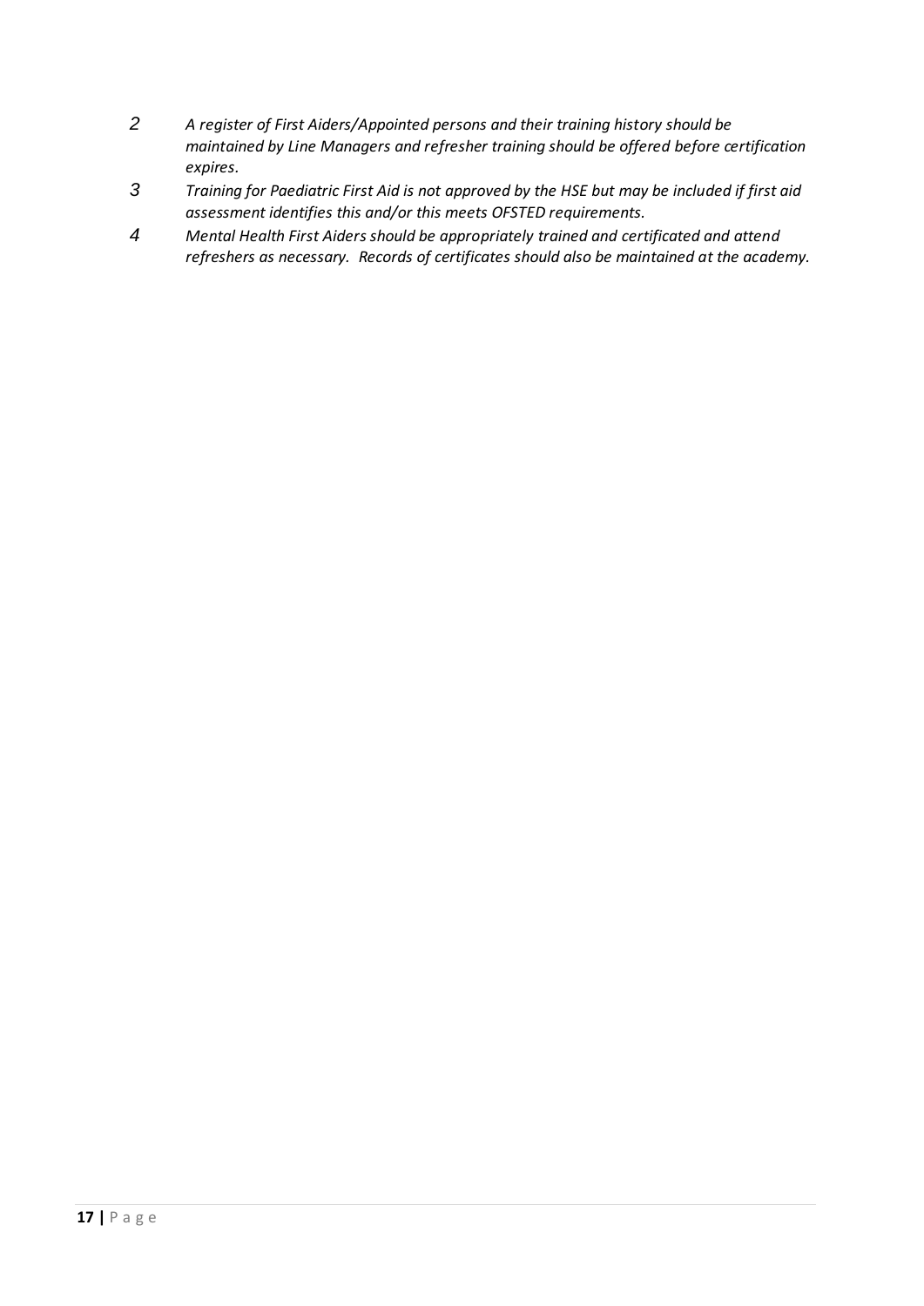2 *A register of First Aiders/Appointed persons and their training history should be maintained by Line Managers and refresher training should be offered before certification expires.*

3 *Training for Paediatric First Aid is not approved by the HSE but may be included if first aid assessment identifies this and/or this meets OFSTED requirements.*

4 *Mental Health First Aiders should be appropriately trained and certificated and attend refreshers as necessary. Records of certificates should also be maintained at the academy.*